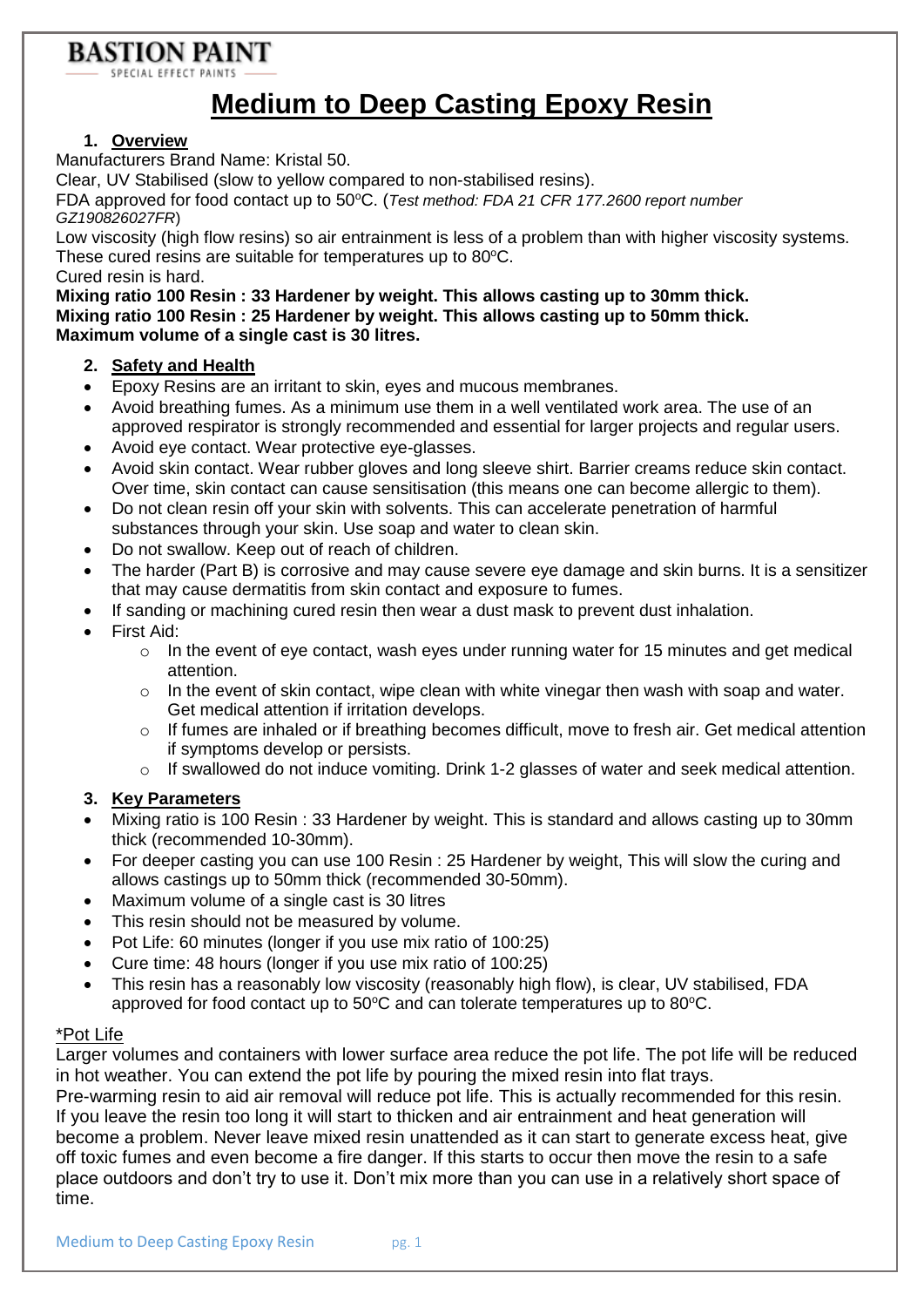**BASTION PAINT**

SPECIAL EFFECT PAINTS

# Medium to Deep Casting Epoxy Resin

## 1. Overview

Manufacturers Brand Name: Kristal 50.

Clear, UV Stabilised (slow to yellow compared to non-stabilised resins).

FDA approved for food contact up to 50ºC. (*Test method: FDA 21 CFR 177.2600 report number GZ190826027FR*)

Low viscosity (high flow resins) so air entrainment is less of a problem than with higher viscosity systems. These cured resins are suitable for temperatures up to 80ºC.

Cured resin is hard.

**Mixing ratio 100 Resin : 33 Hardener by weight. This allows casting up to 30mm thick.**
**Mixing ratio 100 Resin : 25 Hardener by weight. This allows casting up to 50mm thick.**
**Maximum volume of a single cast is 30 litres.**

## 2. Safety and Health

- Epoxy Resins are an irritant to skin, eyes and mucous membranes.
- Avoid breathing fumes. As a minimum use them in a well ventilated work area. The use of an approved respirator is strongly recommended and essential for larger projects and regular users.
- Avoid eye contact. Wear protective eye-glasses.
- Avoid skin contact. Wear rubber gloves and long sleeve shirt. Barrier creams reduce skin contact. Over time, skin contact can cause sensitisation (this means one can become allergic to them).
- Do not clean resin off your skin with solvents. This can accelerate penetration of harmful substances through your skin. Use soap and water to clean skin.
- Do not swallow. Keep out of reach of children.
- The harder (Part B) is corrosive and may cause severe eye damage and skin burns. It is a sensitizer that may cause dermatitis from skin contact and exposure to fumes.
- If sanding or machining cured resin then wear a dust mask to prevent dust inhalation.
- First Aid:
  - In the event of eye contact, wash eyes under running water for 15 minutes and get medical attention.
  - In the event of skin contact, wipe clean with white vinegar then wash with soap and water. Get medical attention if irritation develops.
  - If fumes are inhaled or if breathing becomes difficult, move to fresh air. Get medical attention if symptoms develop or persists.
  - If swallowed do not induce vomiting. Drink 1-2 glasses of water and seek medical attention.

## 3. Key Parameters

- Mixing ratio is 100 Resin : 33 Hardener by weight. This is standard and allows casting up to 30mm thick (recommended 10-30mm).
- For deeper casting you can use 100 Resin : 25 Hardener by weight, This will slow the curing and allows castings up to 50mm thick (recommended 30-50mm).
- Maximum volume of a single cast is 30 litres
- This resin should not be measured by volume.
- Pot Life: 60 minutes (longer if you use mix ratio of 100:25)
- Cure time: 48 hours (longer if you use mix ratio of 100:25)
- This resin has a reasonably low viscosity (reasonably high flow), is clear, UV stabilised, FDA approved for food contact up to 50ºC and can tolerate temperatures up to 80ºC.

*Pot Life

Larger volumes and containers with lower surface area reduce the pot life. The pot life will be reduced in hot weather. You can extend the pot life by pouring the mixed resin into flat trays.
Pre-warming resin to aid air removal will reduce pot life. This is actually recommended for this resin.
If you leave the resin too long it will start to thicken and air entrainment and heat generation will become a problem. Never leave mixed resin unattended as it can start to generate excess heat, give off toxic fumes and even become a fire danger. If this starts to occur then move the resin to a safe place outdoors and don't try to use it. Don't mix more than you can use in a relatively short space of time.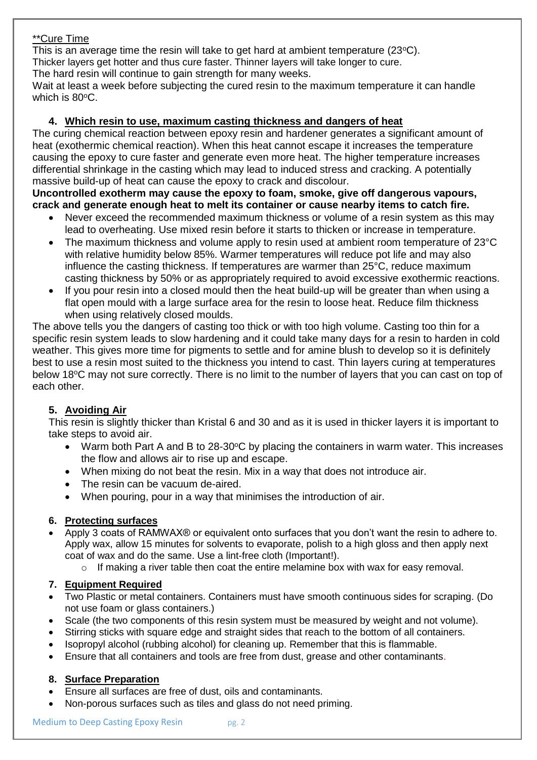**Cure Time

This is an average time the resin will take to get hard at ambient temperature (23°C).
Thicker layers get hotter and thus cure faster. Thinner layers will take longer to cure.
The hard resin will continue to gain strength for many weeks.
Wait at least a week before subjecting the cured resin to the maximum temperature it can handle which is 80°C.

## 4. Which resin to use, maximum casting thickness and dangers of heat

The curing chemical reaction between epoxy resin and hardener generates a significant amount of heat (exothermic chemical reaction). When this heat cannot escape it increases the temperature causing the epoxy to cure faster and generate even more heat. The higher temperature increases differential shrinkage in the casting which may lead to induced stress and cracking. A potentially massive build-up of heat can cause the epoxy to crack and discolour.

**Uncontrolled exotherm may cause the epoxy to foam, smoke, give off dangerous vapours, crack and generate enough heat to melt its container or cause nearby items to catch fire.**

- Never exceed the recommended maximum thickness or volume of a resin system as this may lead to overheating. Use mixed resin before it starts to thicken or increase in temperature.
- The maximum thickness and volume apply to resin used at ambient room temperature of 23°C with relative humidity below 85%. Warmer temperatures will reduce pot life and may also influence the casting thickness. If temperatures are warmer than 25°C, reduce maximum casting thickness by 50% or as appropriately required to avoid excessive exothermic reactions.
- If you pour resin into a closed mould then the heat build-up will be greater than when using a flat open mould with a large surface area for the resin to loose heat. Reduce film thickness when using relatively closed moulds.

The above tells you the dangers of casting too thick or with too high volume. Casting too thin for a specific resin system leads to slow hardening and it could take many days for a resin to harden in cold weather. This gives more time for pigments to settle and for amine blush to develop so it is definitely best to use a resin most suited to the thickness you intend to cast. Thin layers curing at temperatures below 18°C may not sure correctly. There is no limit to the number of layers that you can cast on top of each other.

## 5. Avoiding Air

This resin is slightly thicker than Kristal 6 and 30 and as it is used in thicker layers it is important to take steps to avoid air.

- Warm both Part A and B to 28-30°C by placing the containers in warm water. This increases the flow and allows air to rise up and escape.
- When mixing do not beat the resin. Mix in a way that does not introduce air.
- The resin can be vacuum de-aired.
- When pouring, pour in a way that minimises the introduction of air.

## 6. Protecting surfaces

- Apply 3 coats of RAMWAX® or equivalent onto surfaces that you don't want the resin to adhere to. Apply wax, allow 15 minutes for solvents to evaporate, polish to a high gloss and then apply next coat of wax and do the same. Use a lint-free cloth (Important!).
  - If making a river table then coat the entire melamine box with wax for easy removal.

## 7. Equipment Required

- Two Plastic or metal containers. Containers must have smooth continuous sides for scraping. (Do not use foam or glass containers.)
- Scale (the two components of this resin system must be measured by weight and not volume).
- Stirring sticks with square edge and straight sides that reach to the bottom of all containers.
- Isopropyl alcohol (rubbing alcohol) for cleaning up. Remember that this is flammable.
- Ensure that all containers and tools are free from dust, grease and other contaminants.

## 8. Surface Preparation

- Ensure all surfaces are free of dust, oils and contaminants.
- Non-porous surfaces such as tiles and glass do not need priming.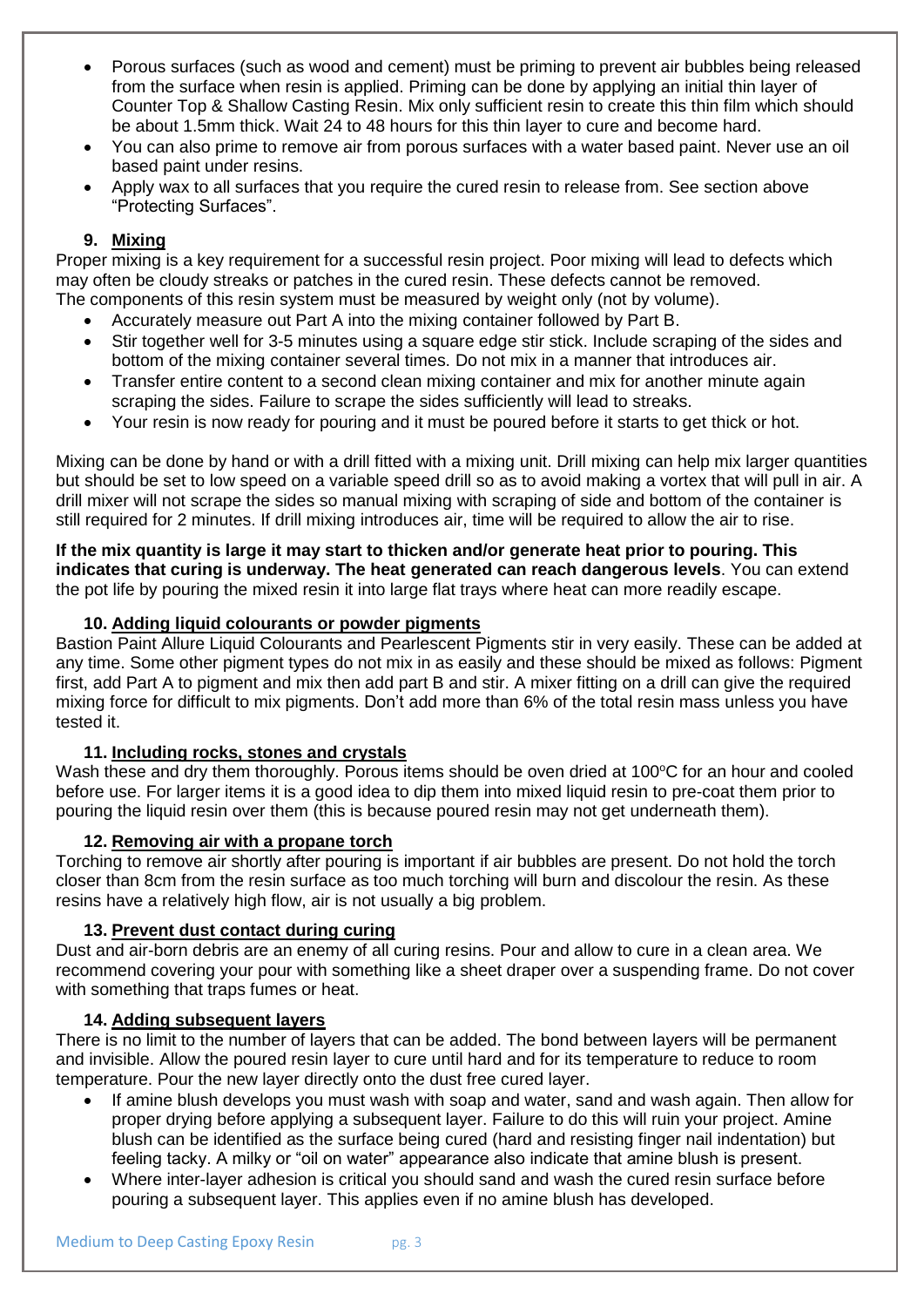- Porous surfaces (such as wood and cement) must be priming to prevent air bubbles being released from the surface when resin is applied. Priming can be done by applying an initial thin layer of Counter Top & Shallow Casting Resin. Mix only sufficient resin to create this thin film which should be about 1.5mm thick. Wait 24 to 48 hours for this thin layer to cure and become hard.
- You can also prime to remove air from porous surfaces with a water based paint. Never use an oil based paint under resins.
- Apply wax to all surfaces that you require the cured resin to release from. See section above "Protecting Surfaces".

### 9. Mixing

Proper mixing is a key requirement for a successful resin project. Poor mixing will lead to defects which may often be cloudy streaks or patches in the cured resin. These defects cannot be removed. The components of this resin system must be measured by weight only (not by volume).

- Accurately measure out Part A into the mixing container followed by Part B.
- Stir together well for 3-5 minutes using a square edge stir stick. Include scraping of the sides and bottom of the mixing container several times. Do not mix in a manner that introduces air.
- Transfer entire content to a second clean mixing container and mix for another minute again scraping the sides. Failure to scrape the sides sufficiently will lead to streaks.
- Your resin is now ready for pouring and it must be poured before it starts to get thick or hot.

Mixing can be done by hand or with a drill fitted with a mixing unit. Drill mixing can help mix larger quantities but should be set to low speed on a variable speed drill so as to avoid making a vortex that will pull in air. A drill mixer will not scrape the sides so manual mixing with scraping of side and bottom of the container is still required for 2 minutes. If drill mixing introduces air, time will be required to allow the air to rise.

**If the mix quantity is large it may start to thicken and/or generate heat prior to pouring. This indicates that curing is underway. The heat generated can reach dangerous levels**. You can extend the pot life by pouring the mixed resin it into large flat trays where heat can more readily escape.

### 10. Adding liquid colourants or powder pigments

Bastion Paint Allure Liquid Colourants and Pearlescent Pigments stir in very easily. These can be added at any time. Some other pigment types do not mix in as easily and these should be mixed as follows: Pigment first, add Part A to pigment and mix then add part B and stir. A mixer fitting on a drill can give the required mixing force for difficult to mix pigments. Don't add more than 6% of the total resin mass unless you have tested it.

### 11. Including rocks, stones and crystals

Wash these and dry them thoroughly. Porous items should be oven dried at 100°C for an hour and cooled before use. For larger items it is a good idea to dip them into mixed liquid resin to pre-coat them prior to pouring the liquid resin over them (this is because poured resin may not get underneath them).

### 12. Removing air with a propane torch

Torching to remove air shortly after pouring is important if air bubbles are present. Do not hold the torch closer than 8cm from the resin surface as too much torching will burn and discolour the resin. As these resins have a relatively high flow, air is not usually a big problem.

### 13. Prevent dust contact during curing

Dust and air-born debris are an enemy of all curing resins. Pour and allow to cure in a clean area. We recommend covering your pour with something like a sheet draper over a suspending frame. Do not cover with something that traps fumes or heat.

### 14. Adding subsequent layers

There is no limit to the number of layers that can be added. The bond between layers will be permanent and invisible. Allow the poured resin layer to cure until hard and for its temperature to reduce to room temperature. Pour the new layer directly onto the dust free cured layer.

- If amine blush develops you must wash with soap and water, sand and wash again. Then allow for proper drying before applying a subsequent layer. Failure to do this will ruin your project. Amine blush can be identified as the surface being cured (hard and resisting finger nail indentation) but feeling tacky. A milky or "oil on water" appearance also indicate that amine blush is present.
- Where inter-layer adhesion is critical you should sand and wash the cured resin surface before pouring a subsequent layer. This applies even if no amine blush has developed.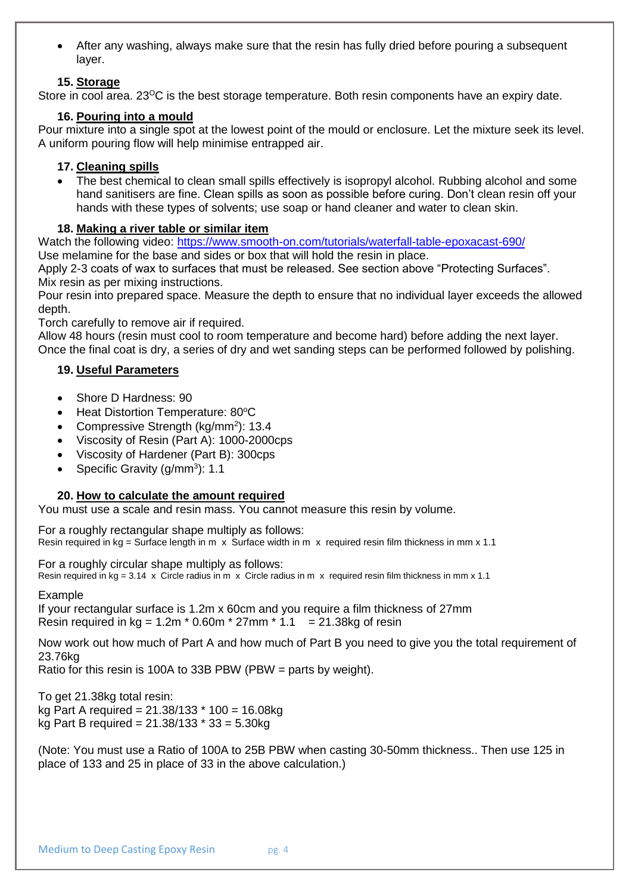- After any washing, always make sure that the resin has fully dried before pouring a subsequent layer.

### 15. Storage

Store in cool area. $23^{O}C$ is the best storage temperature. Both resin components have an expiry date.

### 16. Pouring into a mould

Pour mixture into a single spot at the lowest point of the mould or enclosure. Let the mixture seek its level. A uniform pouring flow will help minimise entrapped air.

### 17. Cleaning spills

- The best chemical to clean small spills effectively is isopropyl alcohol. Rubbing alcohol and some hand sanitisers are fine. Clean spills as soon as possible before curing. Don't clean resin off your hands with these types of solvents; use soap or hand cleaner and water to clean skin.

### 18. Making a river table or similar item

Watch the following video: https://www.smooth-on.com/tutorials/waterfall-table-epoxacast-690/
Use melamine for the base and sides or box that will hold the resin in place.
Apply 2-3 coats of wax to surfaces that must be released. See section above "Protecting Surfaces".
Mix resin as per mixing instructions.
Pour resin into prepared space. Measure the depth to ensure that no individual layer exceeds the allowed depth.
Torch carefully to remove air if required.
Allow 48 hours (resin must cool to room temperature and become hard) before adding the next layer.
Once the final coat is dry, a series of dry and wet sanding steps can be performed followed by polishing.

### 19. Useful Parameters

- Shore D Hardness: 90
- Heat Distortion Temperature: 80ºC
- Compressive Strength ($kg/mm^2$): 13.4
- Viscosity of Resin (Part A): 1000-2000cps
- Viscosity of Hardener (Part B): 300cps
- Specific Gravity ($g/mm^3$): 1.1

### 20. How to calculate the amount required

You must use a scale and resin mass. You cannot measure this resin by volume.

For a roughly rectangular shape multiply as follows:
Resin required in kg = Surface length in m x Surface width in m x required resin film thickness in mm x 1.1

For a roughly circular shape multiply as follows:
Resin required in kg = 3.14 x Circle radius in m x Circle radius in m x required resin film thickness in mm x 1.1

Example
If your rectangular surface is 1.2m x 60cm and you require a film thickness of 27mm
Resin required in kg = 1.2m * 0.60m * 27mm * 1.1 = 21.38kg of resin

Now work out how much of Part A and how much of Part B you need to give you the total requirement of 23.76kg
Ratio for this resin is 100A to 33B PBW (PBW = parts by weight).

To get 21.38kg total resin:
kg Part A required = 21.38/133 * 100 = 16.08kg
kg Part B required = 21.38/133 * 33 = 5.30kg

(Note: You must use a Ratio of 100A to 25B PBW when casting 30-50mm thickness.. Then use 125 in place of 133 and 25 in place of 33 in the above calculation.)